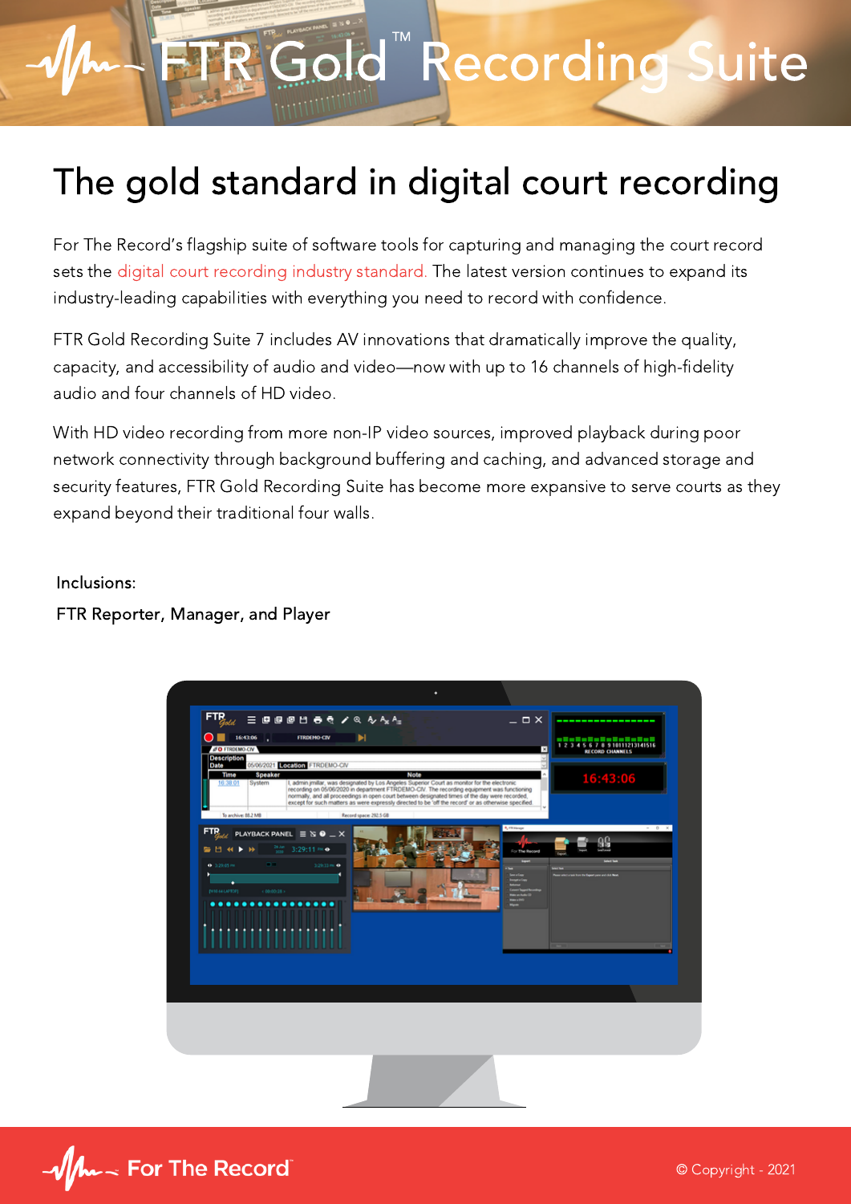# FTR Gold™ Recording Suite

## The gold standard in digital court recording

For The Record's flagship suite of software tools for capturing and managing the court record sets the digital court recording industry standard. The latest version continues to expand its industry-leading capabilities with everything you need to record with confidence.

FTR Gold Recording Suite 7 includes AV innovations that dramatically improve the quality, capacity, and accessibility of audio and video—now with up to 16 channels of high-fidelity audio and four channels of HD video.

With HD video recording from more non-IP video sources, improved playback during poor network connectivity through background buffering and caching, and advanced storage and security features, FTR Gold Recording Suite has become more expansive to serve courts as they expand beyond their traditional four walls.

Inclusions:

FTR Reporter, Manager, and Player

For The Record

© Copyright - 2021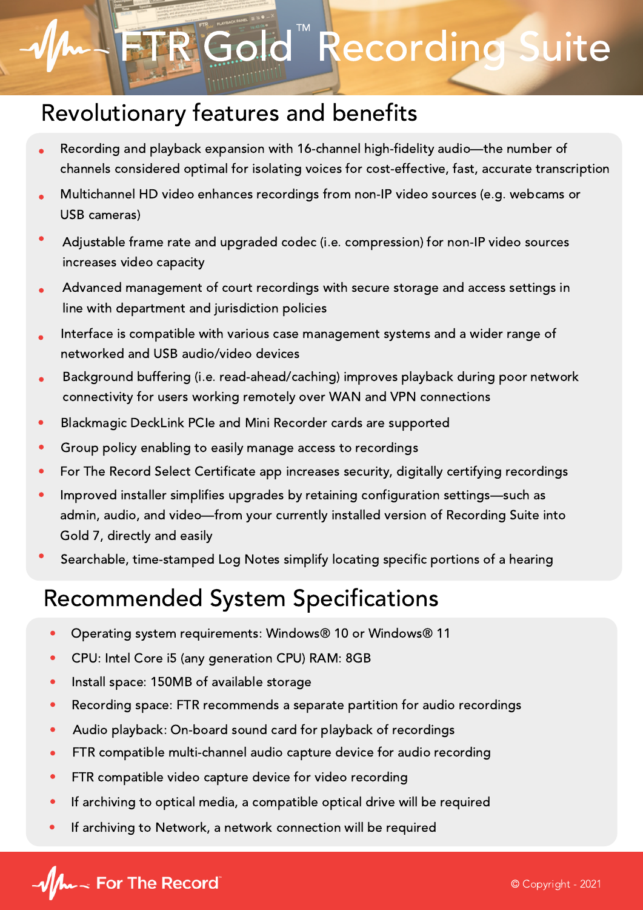# FTR Gold™ Recording Suite

## Revolutionary features and benefits

- Recording and playback expansion with 16-channel high-fidelity audio—the number of channels considered optimal for isolating voices for cost-effective, fast, accurate transcription
- Multichannel HD video enhances recordings from non-IP video sources (e.g. webcams or USB cameras)
- Adjustable frame rate and upgraded codec (i.e. compression) for non-IP video sources increases video capacity
- Advanced management of court recordings with secure storage and access settings in line with department and jurisdiction policies
- Interface is compatible with various case management systems and a wider range of networked and USB audio/video devices
- Background buffering (i.e. read-ahead/caching) improves playback during poor network connectivity for users working remotely over WAN and VPN connections
- Blackmagic DeckLink PCIe and Mini Recorder cards are supported
- Group policy enabling to easily manage access to recordings
- For The Record Select Certificate app increases security, digitally certifying recordings
- Improved installer simplifies upgrades by retaining configuration settings—such as admin, audio, and video—from your currently installed version of Recording Suite into Gold 7, directly and easily
- Searchable, time-stamped Log Notes simplify locating specific portions of a hearing

## Recommended System Specifications

- Operating system requirements: Windows® 10 or Windows® 11
- CPU: Intel Core i5 (any generation CPU) RAM: 8GB
- Install space: 150MB of available storage
- Recording space: FTR recommends a separate partition for audio recordings
- Audio playback: On-board sound card for playback of recordings
- FTR compatible multi-channel audio capture device for audio recording
- FTR compatible video capture device for video recording
- If archiving to optical media, a compatible optical drive will be required
- If archiving to Network, a network connection will be required

For The Record

© Copyright - 2021